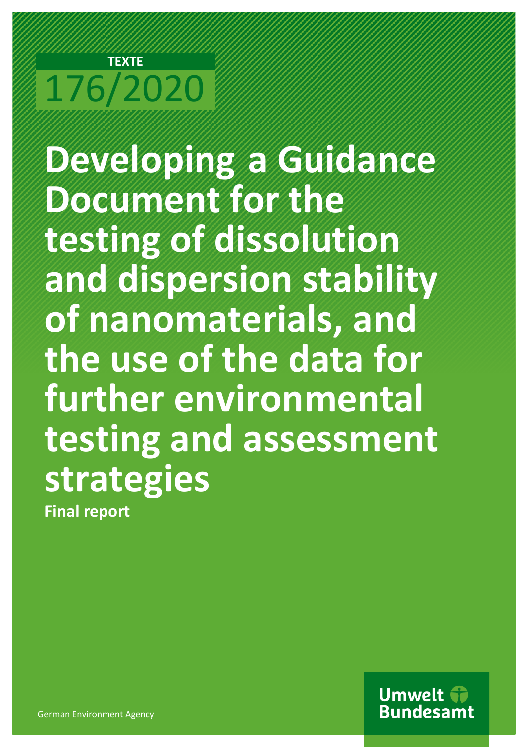TEXTE

176/2020

# Developing a Guidance Document for the testing of dissolution and dispersion stability of nanomaterials, and the use of the data for further environmental testing and assessment strategies

**Final report**

German Environment Agency

Umwelt Bundesamt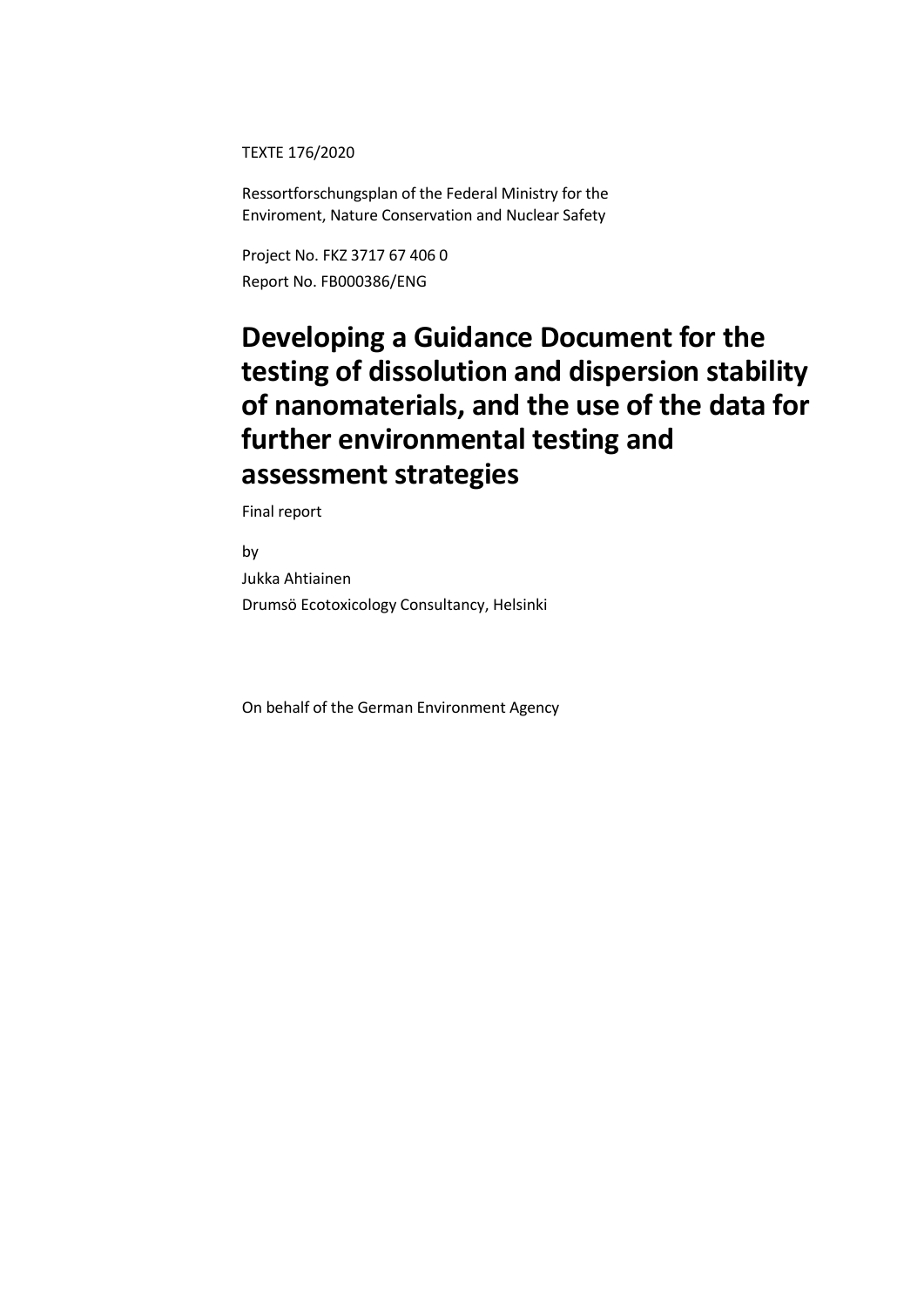TEXTE 176/2020

Ressortforschungsplan of the Federal Ministry for the Enviroment, Nature Conservation and Nuclear Safety

Project No. FKZ 3717 67 406 0
Report No. FB000386/ENG

# Developing a Guidance Document for the testing of dissolution and dispersion stability of nanomaterials, and the use of the data for further environmental testing and assessment strategies

Final report

by

Jukka Ahtiainen
Drumsö Ecotoxicology Consultancy, Helsinki

On behalf of the German Environment Agency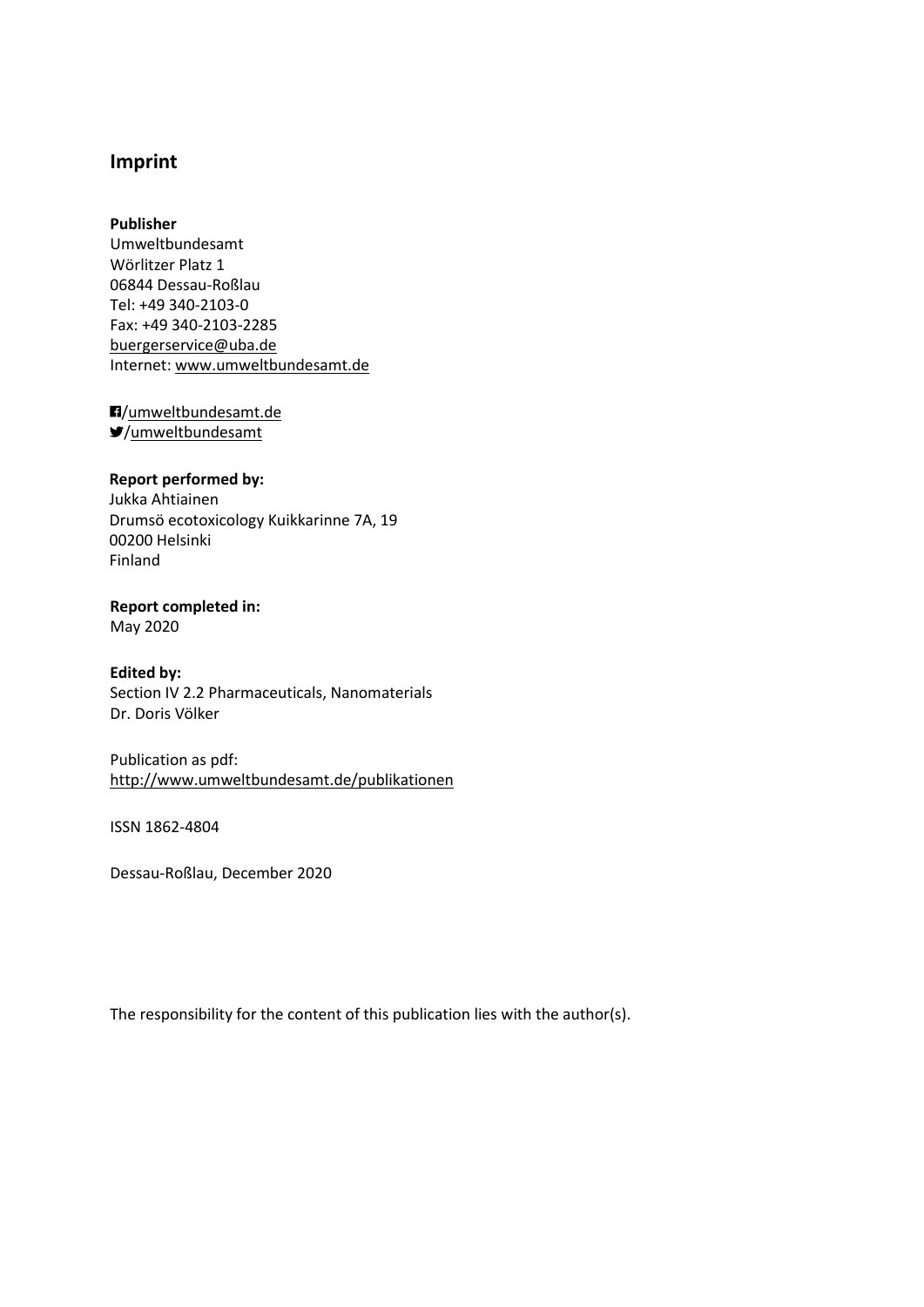## Imprint

**Publisher**
Umweltbundesamt
Wörlitzer Platz 1
06844 Dessau-Roßlau
Tel: +49 340-2103-0
Fax: +49 340-2103-2285
buergerservice@uba.de
Internet: www.umweltbundesamt.de

/umweltbundesamt.de
/umweltbundesamt

**Report performed by:**
Jukka Ahtiainen
Drumsö ecotoxicology Kuikkarinne 7A, 19
00200 Helsinki
Finland

**Report completed in:**
May 2020

**Edited by:**
Section IV 2.2 Pharmaceuticals, Nanomaterials
Dr. Doris Völker

Publication as pdf:
http://www.umweltbundesamt.de/publikationen

ISSN 1862-4804

Dessau-Roßlau, December 2020

The responsibility for the content of this publication lies with the author(s).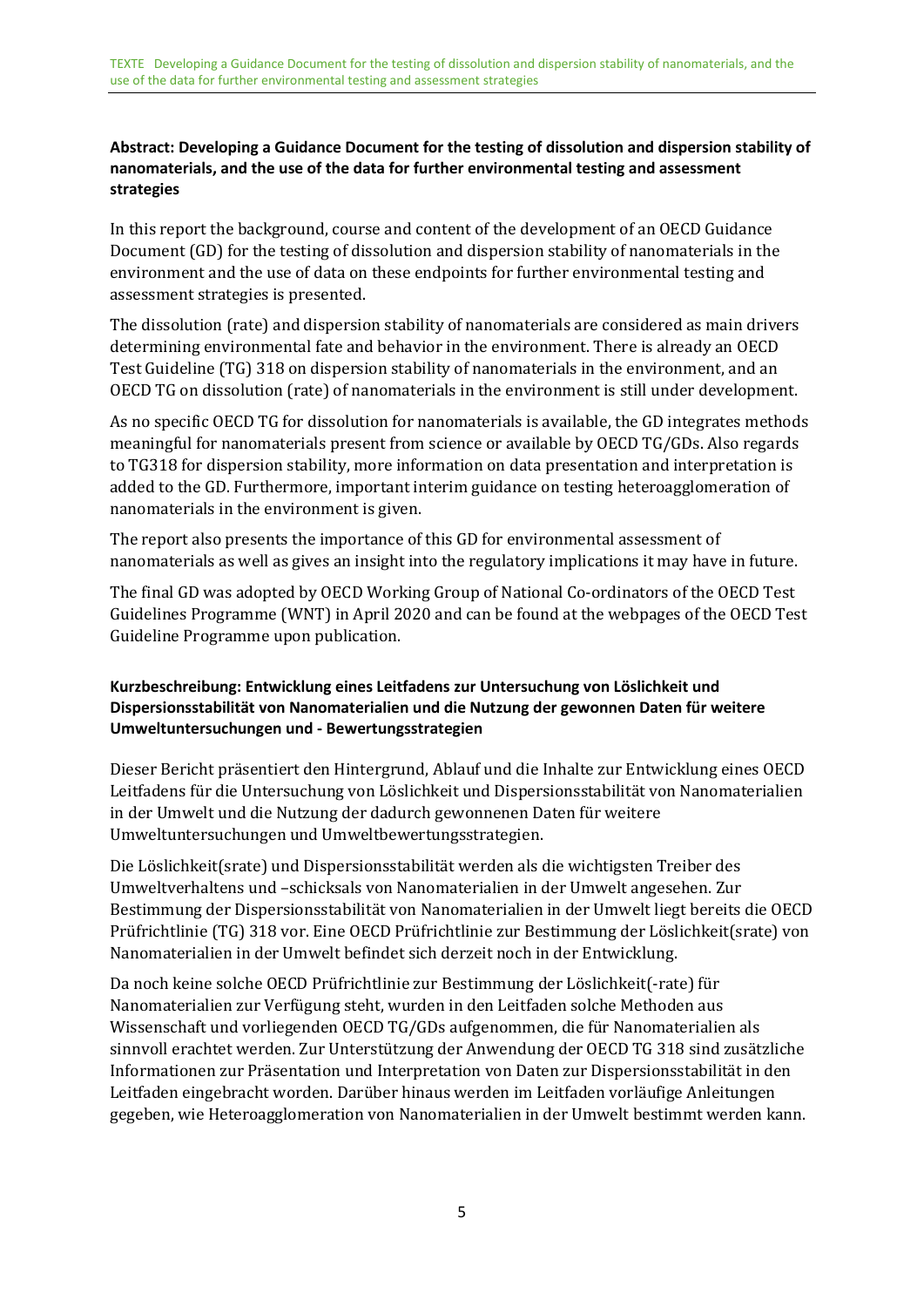**Abstract: Developing a Guidance Document for the testing of dissolution and dispersion stability of nanomaterials, and the use of the data for further environmental testing and assessment strategies**

In this report the background, course and content of the development of an OECD Guidance Document (GD) for the testing of dissolution and dispersion stability of nanomaterials in the environment and the use of data on these endpoints for further environmental testing and assessment strategies is presented.

The dissolution (rate) and dispersion stability of nanomaterials are considered as main drivers determining environmental fate and behavior in the environment. There is already an OECD Test Guideline (TG) 318 on dispersion stability of nanomaterials in the environment, and an OECD TG on dissolution (rate) of nanomaterials in the environment is still under development.

As no specific OECD TG for dissolution for nanomaterials is available, the GD integrates methods meaningful for nanomaterials present from science or available by OECD TG/GDs. Also regards to TG318 for dispersion stability, more information on data presentation and interpretation is added to the GD. Furthermore, important interim guidance on testing heteroagglomeration of nanomaterials in the environment is given.

The report also presents the importance of this GD for environmental assessment of nanomaterials as well as gives an insight into the regulatory implications it may have in future.

The final GD was adopted by OECD Working Group of National Co-ordinators of the OECD Test Guidelines Programme (WNT) in April 2020 and can be found at the webpages of the OECD Test Guideline Programme upon publication.

**Kurzbeschreibung: Entwicklung eines Leitfadens zur Untersuchung von Löslichkeit und Dispersionsstabilität von Nanomaterialien und die Nutzung der gewonnen Daten für weitere Umweltuntersuchungen und - Bewertungsstrategien**

Dieser Bericht präsentiert den Hintergrund, Ablauf und die Inhalte zur Entwicklung eines OECD Leitfadens für die Untersuchung von Löslichkeit und Dispersionsstabilität von Nanomaterialien in der Umwelt und die Nutzung der dadurch gewonnenen Daten für weitere Umweltuntersuchungen und Umweltbewertungsstrategien.

Die Löslichkeit(srate) und Dispersionsstabilität werden als die wichtigsten Treiber des Umweltverhaltens und –schicksals von Nanomaterialien in der Umwelt angesehen. Zur Bestimmung der Dispersionsstabilität von Nanomaterialien in der Umwelt liegt bereits die OECD Prüfrichtlinie (TG) 318 vor. Eine OECD Prüfrichtlinie zur Bestimmung der Löslichkeit(srate) von Nanomaterialien in der Umwelt befindet sich derzeit noch in der Entwicklung.

Da noch keine solche OECD Prüfrichtlinie zur Bestimmung der Löslichkeit(-rate) für Nanomaterialien zur Verfügung steht, wurden in den Leitfaden solche Methoden aus Wissenschaft und vorliegenden OECD TG/GDs aufgenommen, die für Nanomaterialien als sinnvoll erachtet werden. Zur Unterstützung der Anwendung der OECD TG 318 sind zusätzliche Informationen zur Präsentation und Interpretation von Daten zur Dispersionsstabilität in den Leitfaden eingebracht worden. Darüber hinaus werden im Leitfaden vorläufige Anleitungen gegeben, wie Heteroagglomeration von Nanomaterialien in der Umwelt bestimmt werden kann.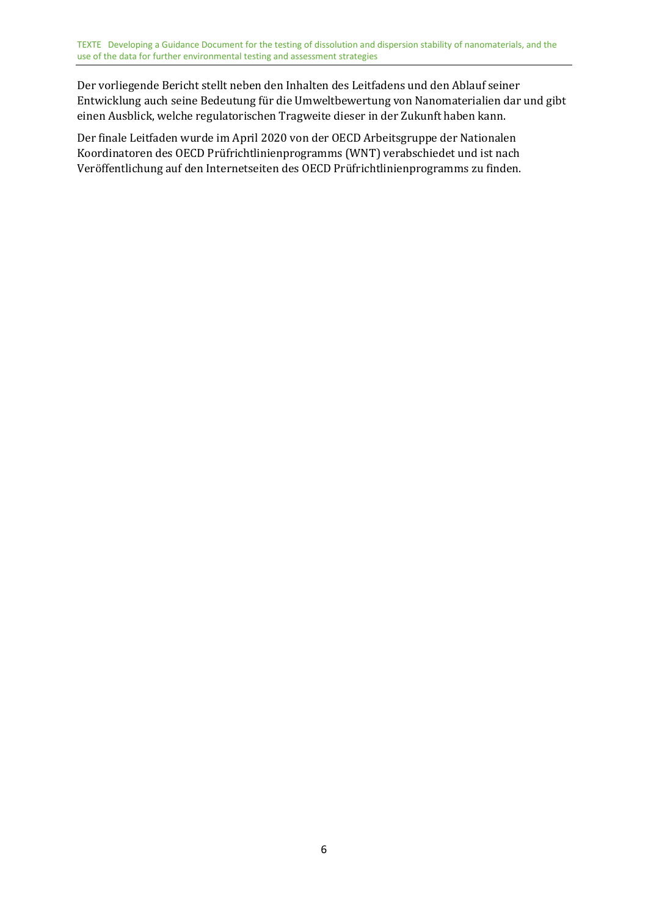Der vorliegende Bericht stellt neben den Inhalten des Leitfadens und den Ablauf seiner Entwicklung auch seine Bedeutung für die Umweltbewertung von Nanomaterialien dar und gibt einen Ausblick, welche regulatorischen Tragweite dieser in der Zukunft haben kann.

Der finale Leitfaden wurde im April 2020 von der OECD Arbeitsgruppe der Nationalen Koordinatoren des OECD Prüfrichtlinienprogramms (WNT) verabschiedet und ist nach Veröffentlichung auf den Internetseiten des OECD Prüfrichtlinienprogramms zu finden.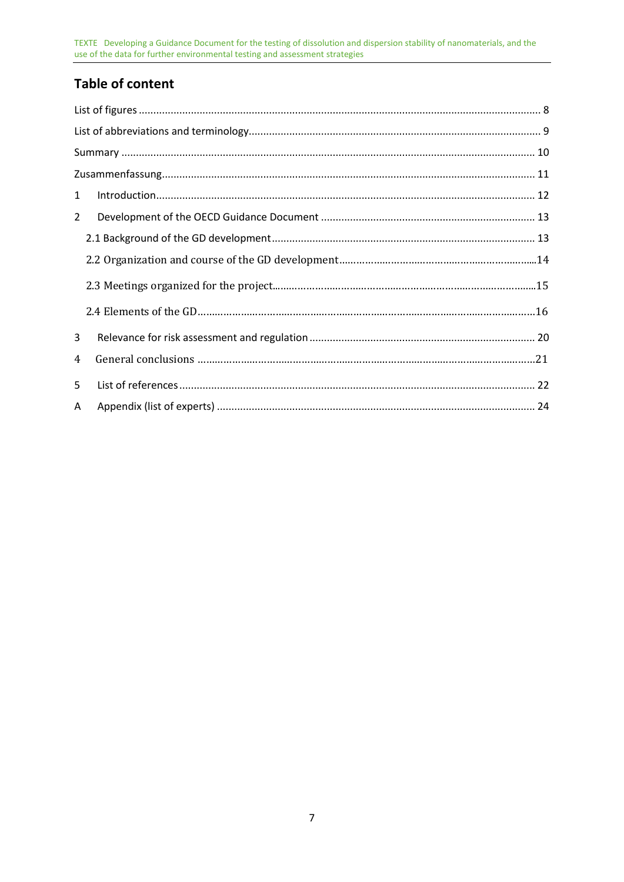## Table of content

List of figures ... 8

List of abbreviations and terminology ... 9

Summary ... 10

Zusammenfassung ... 11

1 Introduction ... 12

2 Development of the OECD Guidance Document ... 13

2.1 Background of the GD development ... 13

2.2 Organization and course of the GD development ... 14

2.3 Meetings organized for the project ... 15

2.4 Elements of the GD ... 16

3 Relevance for risk assessment and regulation ... 20

4 General conclusions ... 21

5 List of references ... 22

A Appendix (list of experts) ... 24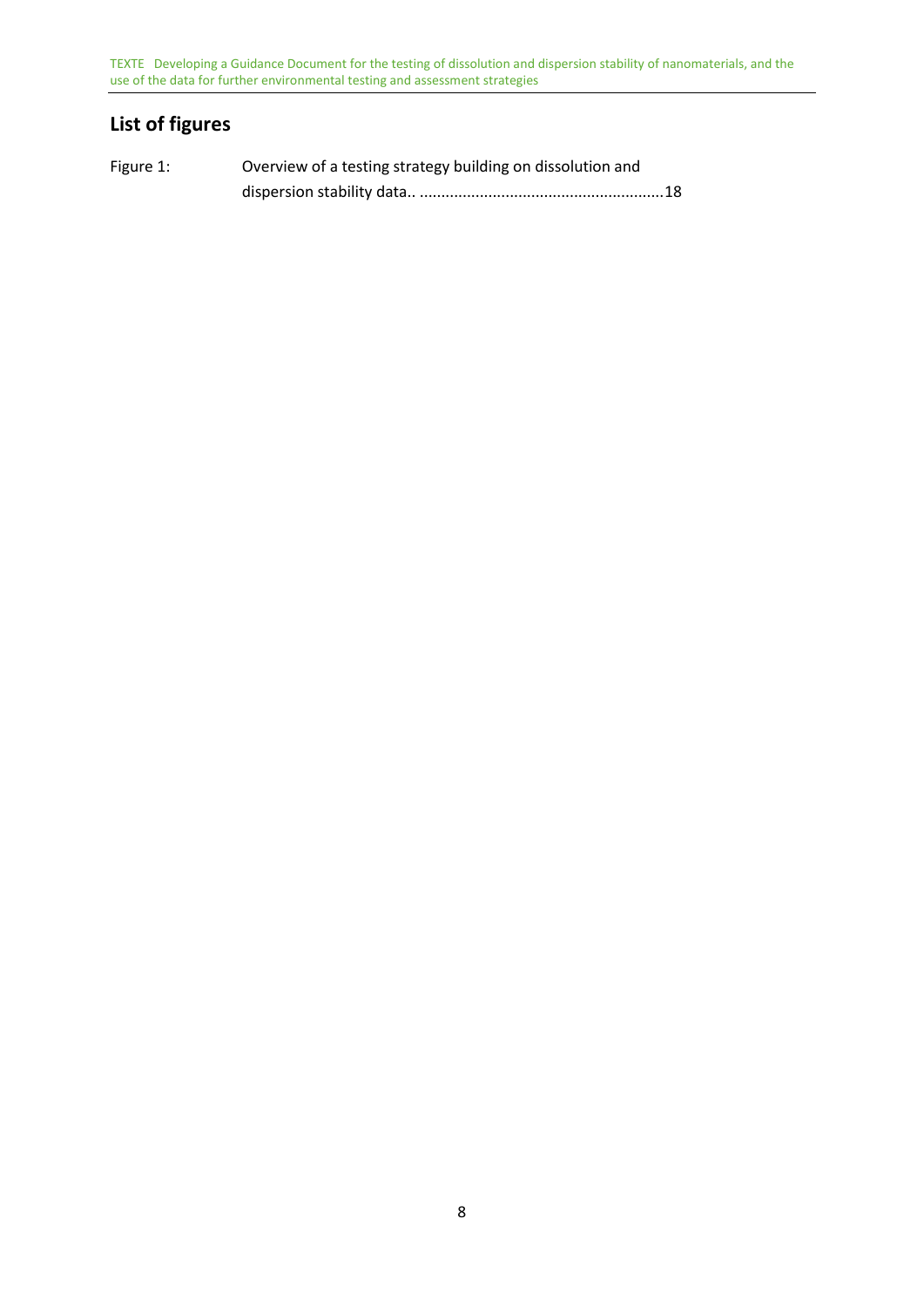## List of figures

Figure 1: Overview of a testing strategy building on dissolution and dispersion stability data.. ........................................................18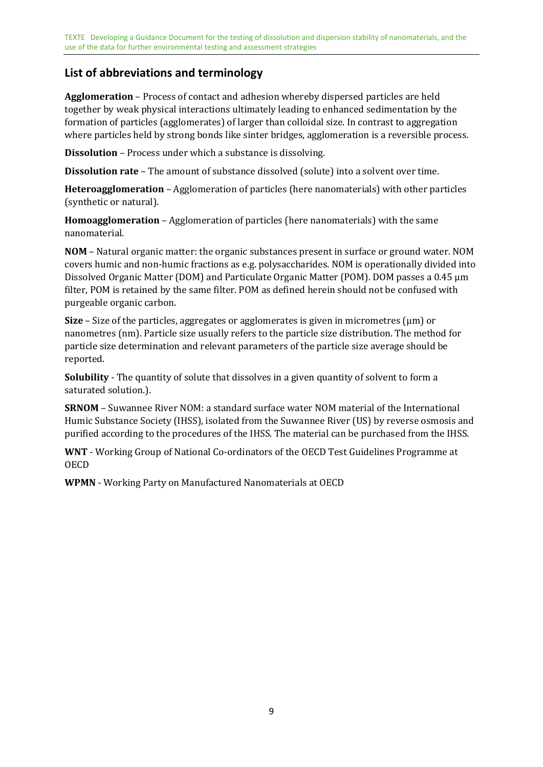## List of abbreviations and terminology

**Agglomeration** – Process of contact and adhesion whereby dispersed particles are held together by weak physical interactions ultimately leading to enhanced sedimentation by the formation of particles (agglomerates) of larger than colloidal size. In contrast to aggregation where particles held by strong bonds like sinter bridges, agglomeration is a reversible process.

**Dissolution** – Process under which a substance is dissolving.

**Dissolution rate** – The amount of substance dissolved (solute) into a solvent over time.

**Heteroagglomeration** – Agglomeration of particles (here nanomaterials) with other particles (synthetic or natural).

**Homoagglomeration** – Agglomeration of particles (here nanomaterials) with the same nanomaterial.

**NOM** – Natural organic matter: the organic substances present in surface or ground water. NOM covers humic and non-humic fractions as e.g. polysaccharides. NOM is operationally divided into Dissolved Organic Matter (DOM) and Particulate Organic Matter (POM). DOM passes a 0.45 µm filter, POM is retained by the same filter. POM as defined herein should not be confused with purgeable organic carbon.

**Size** – Size of the particles, aggregates or agglomerates is given in micrometres (µm) or nanometres (nm). Particle size usually refers to the particle size distribution. The method for particle size determination and relevant parameters of the particle size average should be reported.

**Solubility** - The quantity of solute that dissolves in a given quantity of solvent to form a saturated solution.).

**SRNOM** – Suwannee River NOM: a standard surface water NOM material of the International Humic Substance Society (IHSS), isolated from the Suwannee River (US) by reverse osmosis and purified according to the procedures of the IHSS. The material can be purchased from the IHSS.

**WNT** - Working Group of National Co-ordinators of the OECD Test Guidelines Programme at OECD

**WPMN** - Working Party on Manufactured Nanomaterials at OECD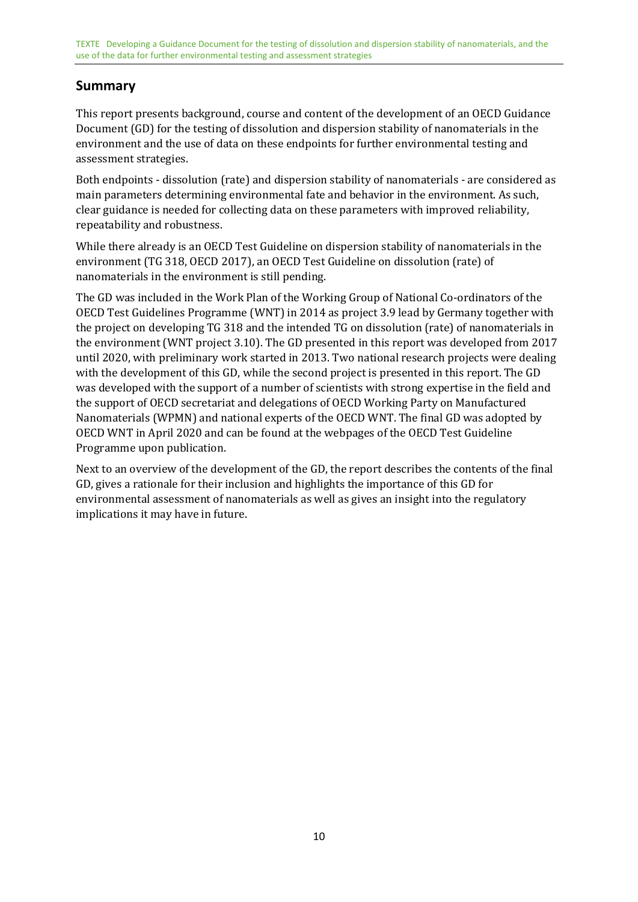## Summary

This report presents background, course and content of the development of an OECD Guidance Document (GD) for the testing of dissolution and dispersion stability of nanomaterials in the environment and the use of data on these endpoints for further environmental testing and assessment strategies.

Both endpoints - dissolution (rate) and dispersion stability of nanomaterials - are considered as main parameters determining environmental fate and behavior in the environment. As such, clear guidance is needed for collecting data on these parameters with improved reliability, repeatability and robustness.

While there already is an OECD Test Guideline on dispersion stability of nanomaterials in the environment (TG 318, OECD 2017), an OECD Test Guideline on dissolution (rate) of nanomaterials in the environment is still pending.

The GD was included in the Work Plan of the Working Group of National Co-ordinators of the OECD Test Guidelines Programme (WNT) in 2014 as project 3.9 lead by Germany together with the project on developing TG 318 and the intended TG on dissolution (rate) of nanomaterials in the environment (WNT project 3.10). The GD presented in this report was developed from 2017 until 2020, with preliminary work started in 2013. Two national research projects were dealing with the development of this GD, while the second project is presented in this report. The GD was developed with the support of a number of scientists with strong expertise in the field and the support of OECD secretariat and delegations of OECD Working Party on Manufactured Nanomaterials (WPMN) and national experts of the OECD WNT. The final GD was adopted by OECD WNT in April 2020 and can be found at the webpages of the OECD Test Guideline Programme upon publication.

Next to an overview of the development of the GD, the report describes the contents of the final GD, gives a rationale for their inclusion and highlights the importance of this GD for environmental assessment of nanomaterials as well as gives an insight into the regulatory implications it may have in future.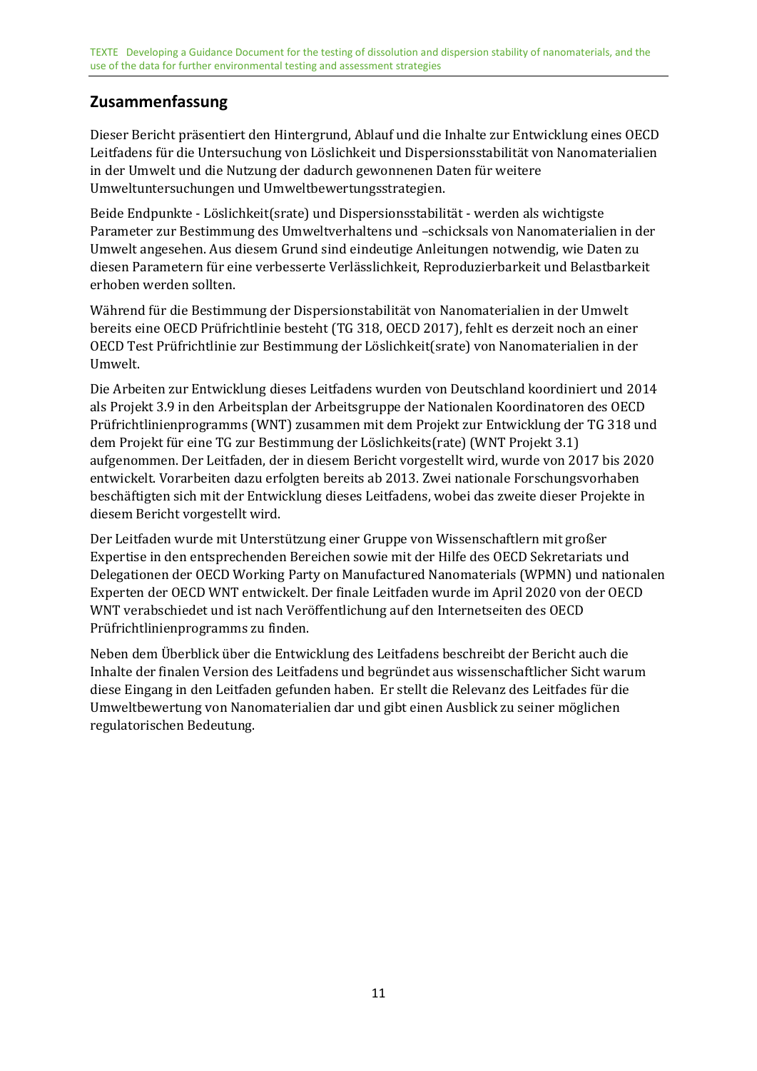## Zusammenfassung

Dieser Bericht präsentiert den Hintergrund, Ablauf und die Inhalte zur Entwicklung eines OECD Leitfadens für die Untersuchung von Löslichkeit und Dispersionsstabilität von Nanomaterialien in der Umwelt und die Nutzung der dadurch gewonnenen Daten für weitere Umweltuntersuchungen und Umweltbewertungsstrategien.

Beide Endpunkte - Löslichkeit(srate) und Dispersionsstabilität - werden als wichtigste Parameter zur Bestimmung des Umweltverhaltens und –schicksals von Nanomaterialien in der Umwelt angesehen. Aus diesem Grund sind eindeutige Anleitungen notwendig, wie Daten zu diesen Parametern für eine verbesserte Verlässlichkeit, Reproduzierbarkeit und Belastbarkeit erhoben werden sollten.

Während für die Bestimmung der Dispersionstabilität von Nanomaterialien in der Umwelt bereits eine OECD Prüfrichtlinie besteht (TG 318, OECD 2017), fehlt es derzeit noch an einer OECD Test Prüfrichtlinie zur Bestimmung der Löslichkeit(srate) von Nanomaterialien in der Umwelt.

Die Arbeiten zur Entwicklung dieses Leitfadens wurden von Deutschland koordiniert und 2014 als Projekt 3.9 in den Arbeitsplan der Arbeitsgruppe der Nationalen Koordinatoren des OECD Prüfrichtlinienprogramms (WNT) zusammen mit dem Projekt zur Entwicklung der TG 318 und dem Projekt für eine TG zur Bestimmung der Löslichkeits(rate) (WNT Projekt 3.1) aufgenommen. Der Leitfaden, der in diesem Bericht vorgestellt wird, wurde von 2017 bis 2020 entwickelt. Vorarbeiten dazu erfolgten bereits ab 2013. Zwei nationale Forschungsvorhaben beschäftigten sich mit der Entwicklung dieses Leitfadens, wobei das zweite dieser Projekte in diesem Bericht vorgestellt wird.

Der Leitfaden wurde mit Unterstützung einer Gruppe von Wissenschaftlern mit großer Expertise in den entsprechenden Bereichen sowie mit der Hilfe des OECD Sekretariats und Delegationen der OECD Working Party on Manufactured Nanomaterials (WPMN) und nationalen Experten der OECD WNT entwickelt. Der finale Leitfaden wurde im April 2020 von der OECD WNT verabschiedet und ist nach Veröffentlichung auf den Internetseiten des OECD Prüfrichtlinienprogramms zu finden.

Neben dem Überblick über die Entwicklung des Leitfadens beschreibt der Bericht auch die Inhalte der finalen Version des Leitfadens und begründet aus wissenschaftlicher Sicht warum diese Eingang in den Leitfaden gefunden haben. Er stellt die Relevanz des Leitfades für die Umweltbewertung von Nanomaterialien dar und gibt einen Ausblick zu seiner möglichen regulatorischen Bedeutung.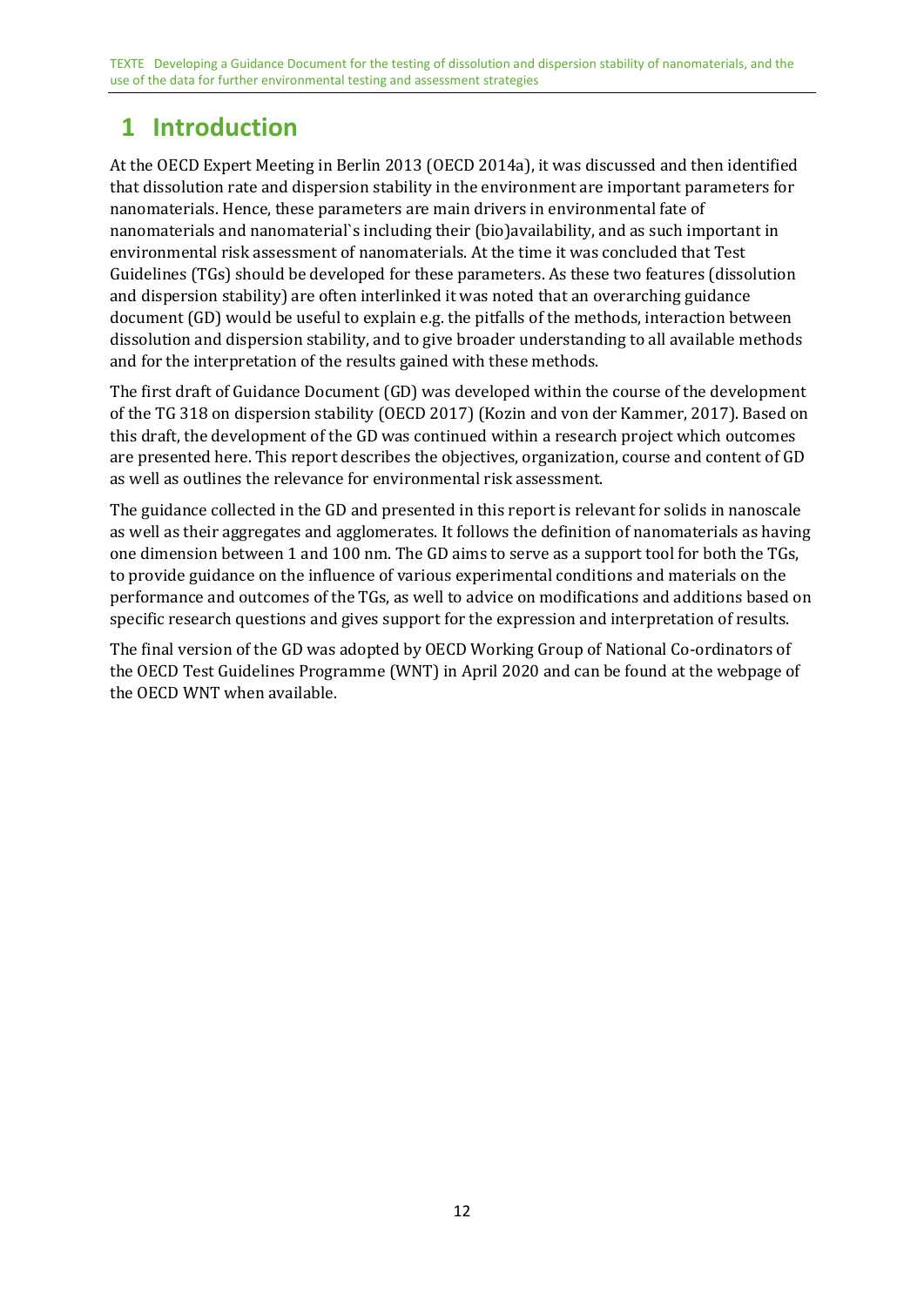# 1 Introduction

At the OECD Expert Meeting in Berlin 2013 (OECD 2014a), it was discussed and then identified that dissolution rate and dispersion stability in the environment are important parameters for nanomaterials. Hence, these parameters are main drivers in environmental fate of nanomaterials and nanomaterial`s including their (bio)availability, and as such important in environmental risk assessment of nanomaterials. At the time it was concluded that Test Guidelines (TGs) should be developed for these parameters. As these two features (dissolution and dispersion stability) are often interlinked it was noted that an overarching guidance document (GD) would be useful to explain e.g. the pitfalls of the methods, interaction between dissolution and dispersion stability, and to give broader understanding to all available methods and for the interpretation of the results gained with these methods.

The first draft of Guidance Document (GD) was developed within the course of the development of the TG 318 on dispersion stability (OECD 2017) (Kozin and von der Kammer, 2017). Based on this draft, the development of the GD was continued within a research project which outcomes are presented here. This report describes the objectives, organization, course and content of GD as well as outlines the relevance for environmental risk assessment.

The guidance collected in the GD and presented in this report is relevant for solids in nanoscale as well as their aggregates and agglomerates. It follows the definition of nanomaterials as having one dimension between 1 and 100 nm. The GD aims to serve as a support tool for both the TGs, to provide guidance on the influence of various experimental conditions and materials on the performance and outcomes of the TGs, as well to advice on modifications and additions based on specific research questions and gives support for the expression and interpretation of results.

The final version of the GD was adopted by OECD Working Group of National Co-ordinators of the OECD Test Guidelines Programme (WNT) in April 2020 and can be found at the webpage of the OECD WNT when available.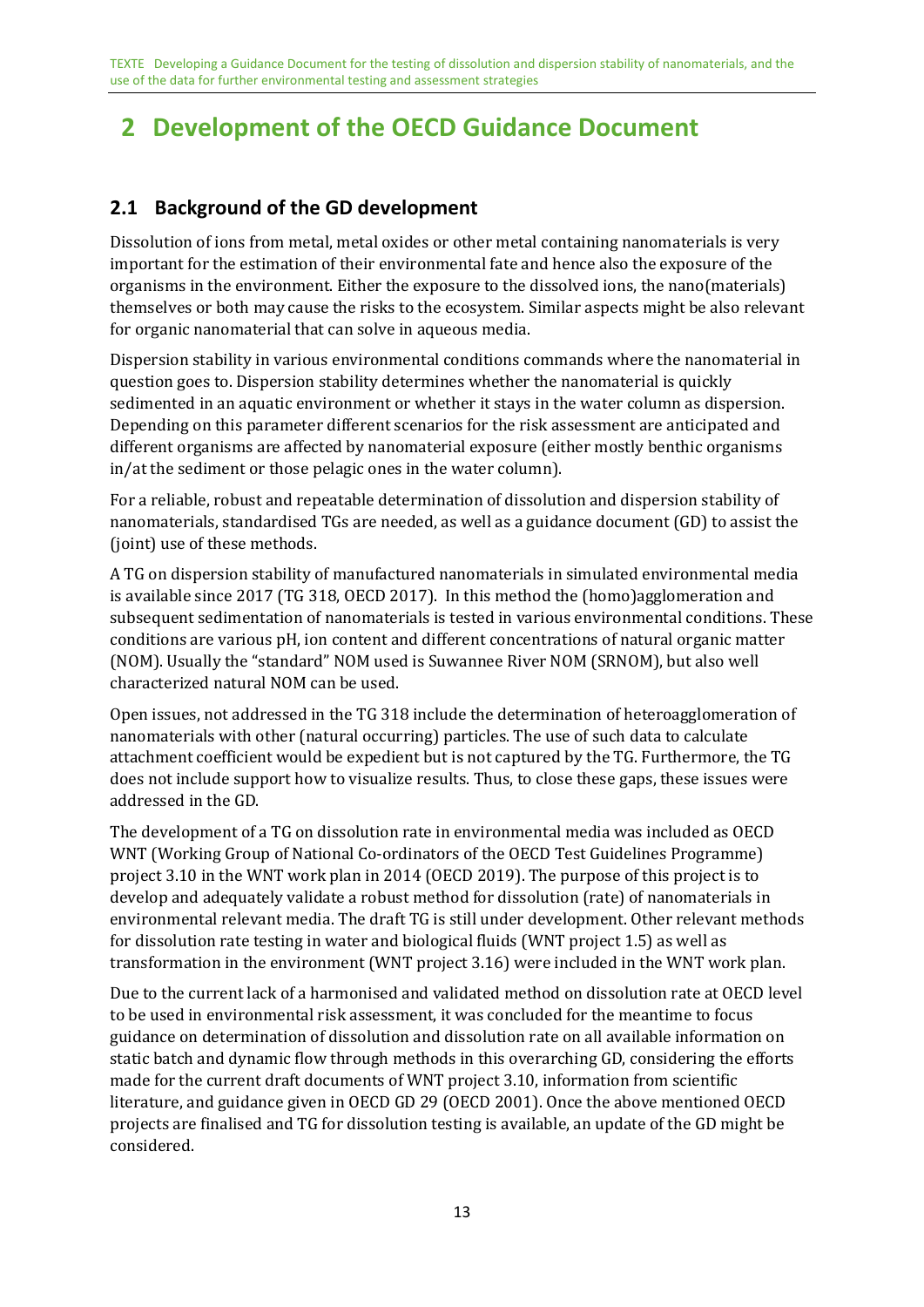# 2 Development of the OECD Guidance Document

## 2.1 Background of the GD development

Dissolution of ions from metal, metal oxides or other metal containing nanomaterials is very important for the estimation of their environmental fate and hence also the exposure of the organisms in the environment. Either the exposure to the dissolved ions, the nano(materials) themselves or both may cause the risks to the ecosystem. Similar aspects might be also relevant for organic nanomaterial that can solve in aqueous media.

Dispersion stability in various environmental conditions commands where the nanomaterial in question goes to. Dispersion stability determines whether the nanomaterial is quickly sedimented in an aquatic environment or whether it stays in the water column as dispersion. Depending on this parameter different scenarios for the risk assessment are anticipated and different organisms are affected by nanomaterial exposure (either mostly benthic organisms in/at the sediment or those pelagic ones in the water column).

For a reliable, robust and repeatable determination of dissolution and dispersion stability of nanomaterials, standardised TGs are needed, as well as a guidance document (GD) to assist the (joint) use of these methods.

A TG on dispersion stability of manufactured nanomaterials in simulated environmental media is available since 2017 (TG 318, OECD 2017). In this method the (homo)agglomeration and subsequent sedimentation of nanomaterials is tested in various environmental conditions. These conditions are various pH, ion content and different concentrations of natural organic matter (NOM). Usually the "standard" NOM used is Suwannee River NOM (SRNOM), but also well characterized natural NOM can be used.

Open issues, not addressed in the TG 318 include the determination of heteroagglomeration of nanomaterials with other (natural occurring) particles. The use of such data to calculate attachment coefficient would be expedient but is not captured by the TG. Furthermore, the TG does not include support how to visualize results. Thus, to close these gaps, these issues were addressed in the GD.

The development of a TG on dissolution rate in environmental media was included as OECD WNT (Working Group of National Co-ordinators of the OECD Test Guidelines Programme) project 3.10 in the WNT work plan in 2014 (OECD 2019). The purpose of this project is to develop and adequately validate a robust method for dissolution (rate) of nanomaterials in environmental relevant media. The draft TG is still under development. Other relevant methods for dissolution rate testing in water and biological fluids (WNT project 1.5) as well as transformation in the environment (WNT project 3.16) were included in the WNT work plan.

Due to the current lack of a harmonised and validated method on dissolution rate at OECD level to be used in environmental risk assessment, it was concluded for the meantime to focus guidance on determination of dissolution and dissolution rate on all available information on static batch and dynamic flow through methods in this overarching GD, considering the efforts made for the current draft documents of WNT project 3.10, information from scientific literature, and guidance given in OECD GD 29 (OECD 2001). Once the above mentioned OECD projects are finalised and TG for dissolution testing is available, an update of the GD might be considered.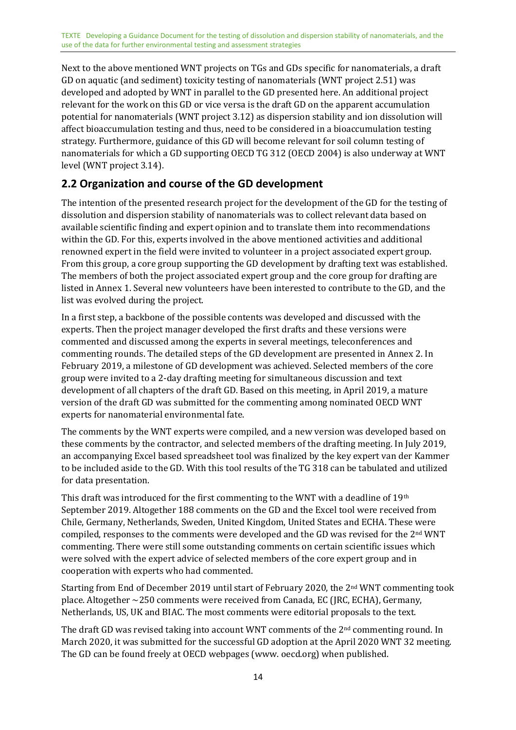Next to the above mentioned WNT projects on TGs and GDs specific for nanomaterials, a draft GD on aquatic (and sediment) toxicity testing of nanomaterials (WNT project 2.51) was developed and adopted by WNT in parallel to the GD presented here. An additional project relevant for the work on this GD or vice versa is the draft GD on the apparent accumulation potential for nanomaterials (WNT project 3.12) as dispersion stability and ion dissolution will affect bioaccumulation testing and thus, need to be considered in a bioaccumulation testing strategy. Furthermore, guidance of this GD will become relevant for soil column testing of nanomaterials for which a GD supporting OECD TG 312 (OECD 2004) is also underway at WNT level (WNT project 3.14).

## 2.2 Organization and course of the GD development

The intention of the presented research project for the development of the GD for the testing of dissolution and dispersion stability of nanomaterials was to collect relevant data based on available scientific finding and expert opinion and to translate them into recommendations within the GD. For this, experts involved in the above mentioned activities and additional renowned expert in the field were invited to volunteer in a project associated expert group. From this group, a core group supporting the GD development by drafting text was established. The members of both the project associated expert group and the core group for drafting are listed in Annex 1. Several new volunteers have been interested to contribute to the GD, and the list was evolved during the project.

In a first step, a backbone of the possible contents was developed and discussed with the experts. Then the project manager developed the first drafts and these versions were commented and discussed among the experts in several meetings, teleconferences and commenting rounds. The detailed steps of the GD development are presented in Annex 2. In February 2019, a milestone of GD development was achieved. Selected members of the core group were invited to a 2-day drafting meeting for simultaneous discussion and text development of all chapters of the draft GD. Based on this meeting, in April 2019, a mature version of the draft GD was submitted for the commenting among nominated OECD WNT experts for nanomaterial environmental fate.

The comments by the WNT experts were compiled, and a new version was developed based on these comments by the contractor, and selected members of the drafting meeting. In July 2019, an accompanying Excel based spreadsheet tool was finalized by the key expert van der Kammer to be included aside to the GD. With this tool results of the TG 318 can be tabulated and utilized for data presentation.

This draft was introduced for the first commenting to the WNT with a deadline of 19th September 2019. Altogether 188 comments on the GD and the Excel tool were received from Chile, Germany, Netherlands, Sweden, United Kingdom, United States and ECHA. These were compiled, responses to the comments were developed and the GD was revised for the 2nd WNT commenting. There were still some outstanding comments on certain scientific issues which were solved with the expert advice of selected members of the core expert group and in cooperation with experts who had commented.

Starting from End of December 2019 until start of February 2020, the 2nd WNT commenting took place. Altogether ~250 comments were received from Canada, EC (JRC, ECHA), Germany, Netherlands, US, UK and BIAC. The most comments were editorial proposals to the text.

The draft GD was revised taking into account WNT comments of the 2nd commenting round. In March 2020, it was submitted for the successful GD adoption at the April 2020 WNT 32 meeting. The GD can be found freely at OECD webpages (www. oecd.org) when published.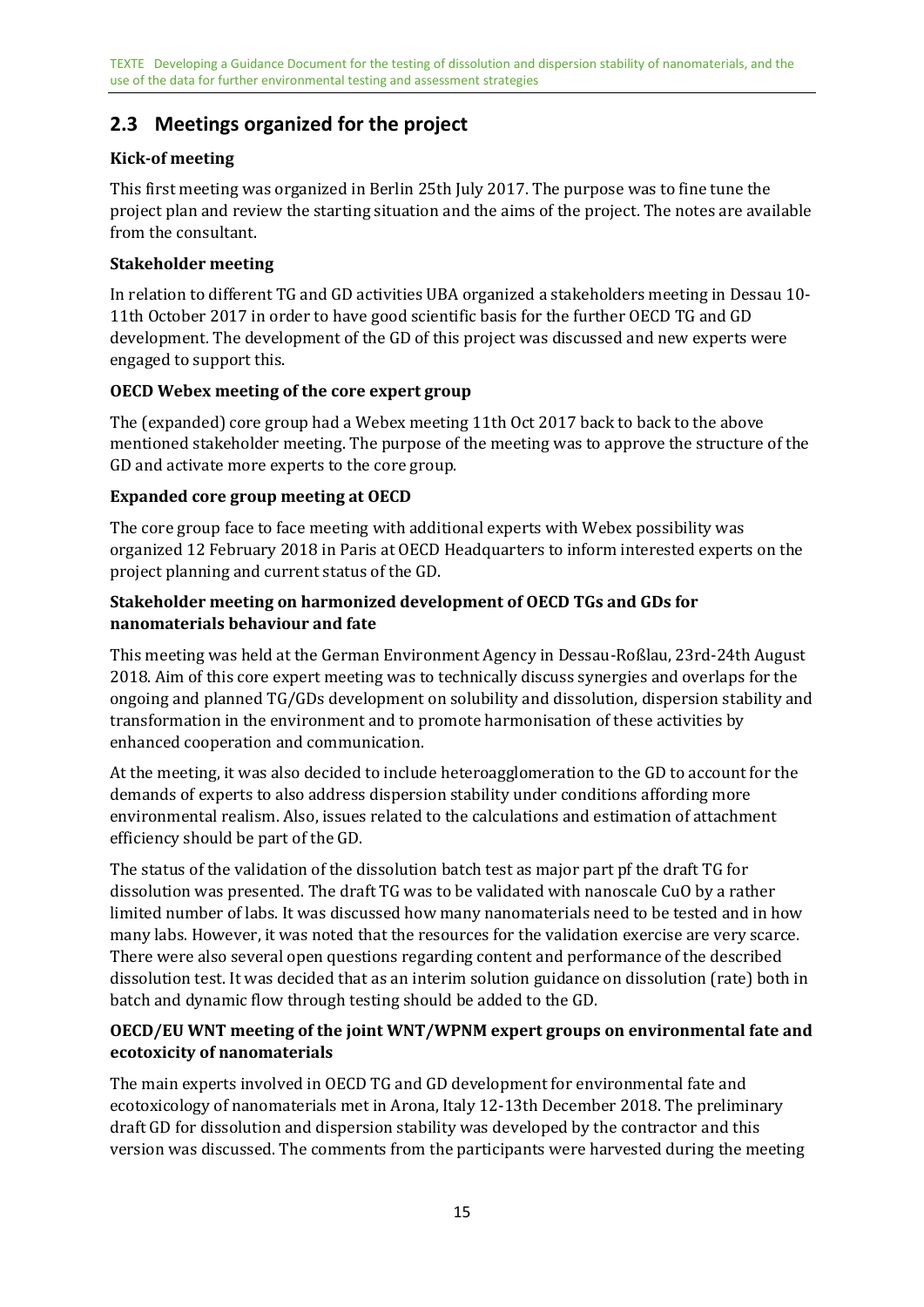## 2.3 Meetings organized for the project

### Kick-of meeting

This first meeting was organized in Berlin 25th July 2017. The purpose was to fine tune the project plan and review the starting situation and the aims of the project. The notes are available from the consultant.

### Stakeholder meeting

In relation to different TG and GD activities UBA organized a stakeholders meeting in Dessau 10-11th October 2017 in order to have good scientific basis for the further OECD TG and GD development. The development of the GD of this project was discussed and new experts were engaged to support this.

### OECD Webex meeting of the core expert group

The (expanded) core group had a Webex meeting 11th Oct 2017 back to back to the above mentioned stakeholder meeting. The purpose of the meeting was to approve the structure of the GD and activate more experts to the core group.

### Expanded core group meeting at OECD

The core group face to face meeting with additional experts with Webex possibility was organized 12 February 2018 in Paris at OECD Headquarters to inform interested experts on the project planning and current status of the GD.

### Stakeholder meeting on harmonized development of OECD TGs and GDs for nanomaterials behaviour and fate

This meeting was held at the German Environment Agency in Dessau-Roßlau, 23rd-24th August 2018. Aim of this core expert meeting was to technically discuss synergies and overlaps for the ongoing and planned TG/GDs development on solubility and dissolution, dispersion stability and transformation in the environment and to promote harmonisation of these activities by enhanced cooperation and communication.

At the meeting, it was also decided to include heteroagglomeration to the GD to account for the demands of experts to also address dispersion stability under conditions affording more environmental realism. Also, issues related to the calculations and estimation of attachment efficiency should be part of the GD.

The status of the validation of the dissolution batch test as major part pf the draft TG for dissolution was presented. The draft TG was to be validated with nanoscale CuO by a rather limited number of labs. It was discussed how many nanomaterials need to be tested and in how many labs. However, it was noted that the resources for the validation exercise are very scarce. There were also several open questions regarding content and performance of the described dissolution test. It was decided that as an interim solution guidance on dissolution (rate) both in batch and dynamic flow through testing should be added to the GD.

### OECD/EU WNT meeting of the joint WNT/WPNM expert groups on environmental fate and ecotoxicity of nanomaterials

The main experts involved in OECD TG and GD development for environmental fate and ecotoxicology of nanomaterials met in Arona, Italy 12-13th December 2018. The preliminary draft GD for dissolution and dispersion stability was developed by the contractor and this version was discussed. The comments from the participants were harvested during the meeting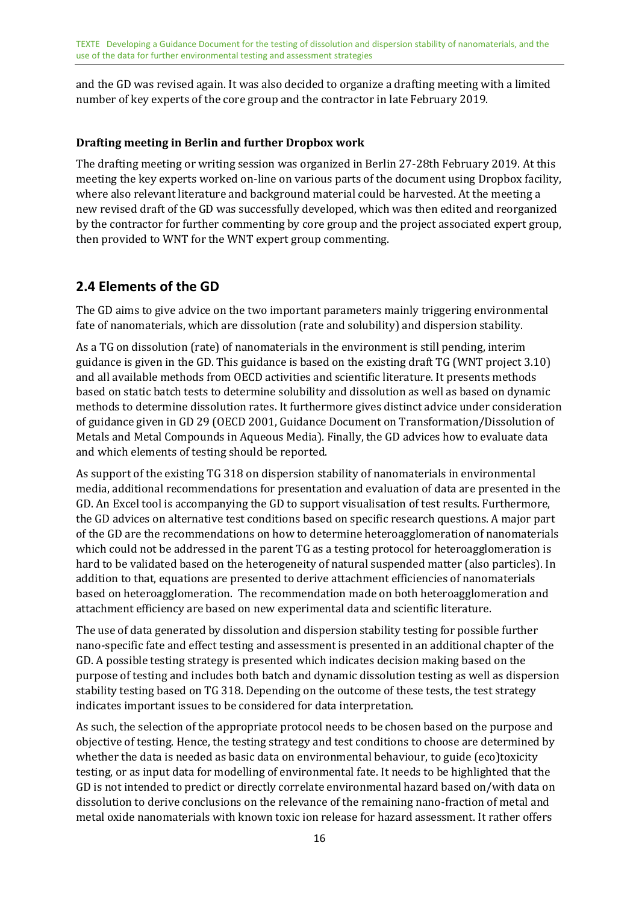and the GD was revised again. It was also decided to organize a drafting meeting with a limited number of key experts of the core group and the contractor in late February 2019.

**Drafting meeting in Berlin and further Dropbox work**

The drafting meeting or writing session was organized in Berlin 27-28th February 2019. At this meeting the key experts worked on-line on various parts of the document using Dropbox facility, where also relevant literature and background material could be harvested. At the meeting a new revised draft of the GD was successfully developed, which was then edited and reorganized by the contractor for further commenting by core group and the project associated expert group, then provided to WNT for the WNT expert group commenting.

## 2.4 Elements of the GD

The GD aims to give advice on the two important parameters mainly triggering environmental fate of nanomaterials, which are dissolution (rate and solubility) and dispersion stability.

As a TG on dissolution (rate) of nanomaterials in the environment is still pending, interim guidance is given in the GD. This guidance is based on the existing draft TG (WNT project 3.10) and all available methods from OECD activities and scientific literature. It presents methods based on static batch tests to determine solubility and dissolution as well as based on dynamic methods to determine dissolution rates. It furthermore gives distinct advice under consideration of guidance given in GD 29 (OECD 2001, Guidance Document on Transformation/Dissolution of Metals and Metal Compounds in Aqueous Media). Finally, the GD advices how to evaluate data and which elements of testing should be reported.

As support of the existing TG 318 on dispersion stability of nanomaterials in environmental media, additional recommendations for presentation and evaluation of data are presented in the GD. An Excel tool is accompanying the GD to support visualisation of test results. Furthermore, the GD advices on alternative test conditions based on specific research questions. A major part of the GD are the recommendations on how to determine heteroagglomeration of nanomaterials which could not be addressed in the parent TG as a testing protocol for heteroagglomeration is hard to be validated based on the heterogeneity of natural suspended matter (also particles). In addition to that, equations are presented to derive attachment efficiencies of nanomaterials based on heteroagglomeration. The recommendation made on both heteroagglomeration and attachment efficiency are based on new experimental data and scientific literature.

The use of data generated by dissolution and dispersion stability testing for possible further nano-specific fate and effect testing and assessment is presented in an additional chapter of the GD. A possible testing strategy is presented which indicates decision making based on the purpose of testing and includes both batch and dynamic dissolution testing as well as dispersion stability testing based on TG 318. Depending on the outcome of these tests, the test strategy indicates important issues to be considered for data interpretation.

As such, the selection of the appropriate protocol needs to be chosen based on the purpose and objective of testing. Hence, the testing strategy and test conditions to choose are determined by whether the data is needed as basic data on environmental behaviour, to guide (eco)toxicity testing, or as input data for modelling of environmental fate. It needs to be highlighted that the GD is not intended to predict or directly correlate environmental hazard based on/with data on dissolution to derive conclusions on the relevance of the remaining nano-fraction of metal and metal oxide nanomaterials with known toxic ion release for hazard assessment. It rather offers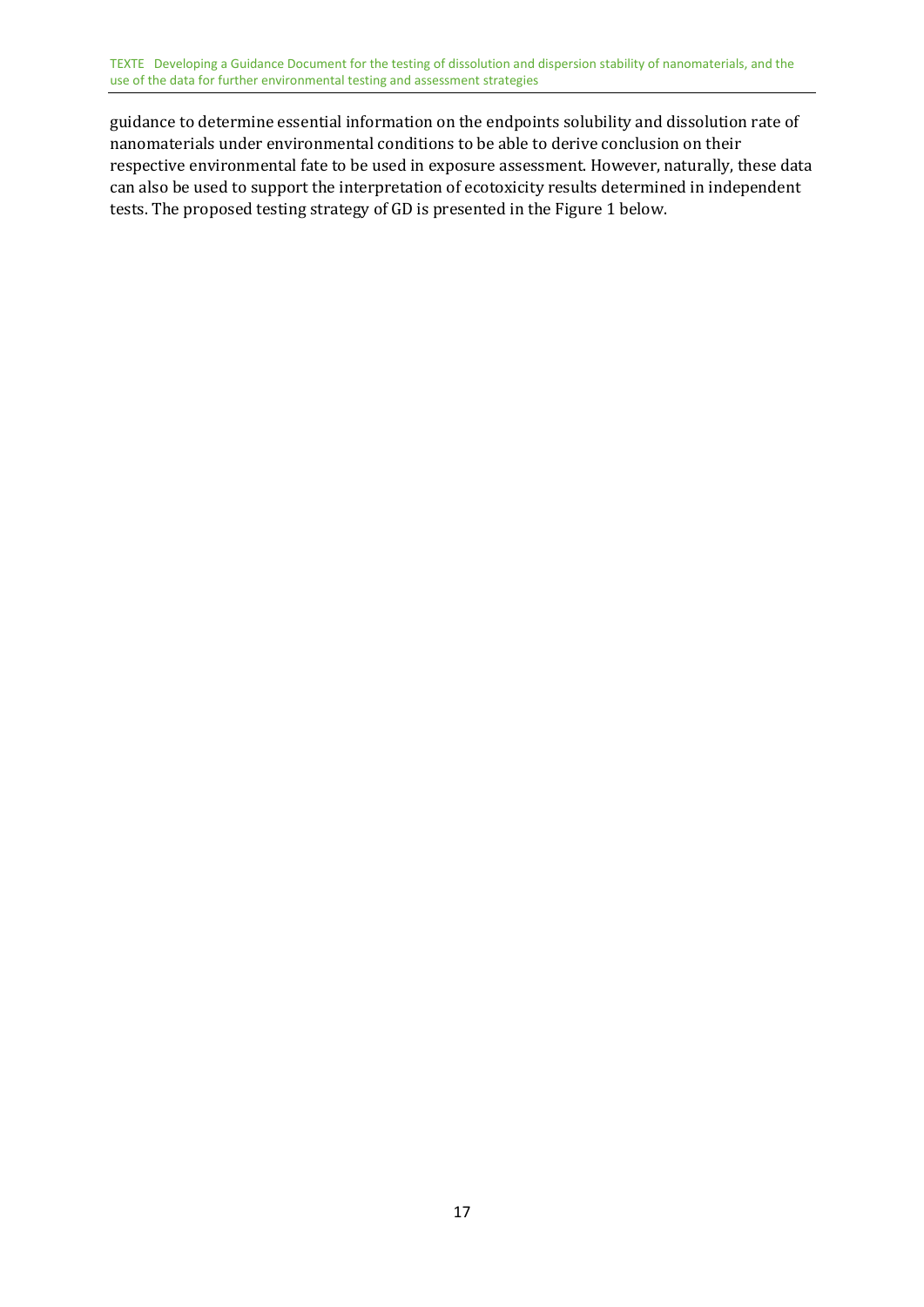guidance to determine essential information on the endpoints solubility and dissolution rate of nanomaterials under environmental conditions to be able to derive conclusion on their respective environmental fate to be used in exposure assessment. However, naturally, these data can also be used to support the interpretation of ecotoxicity results determined in independent tests. The proposed testing strategy of GD is presented in the Figure 1 below.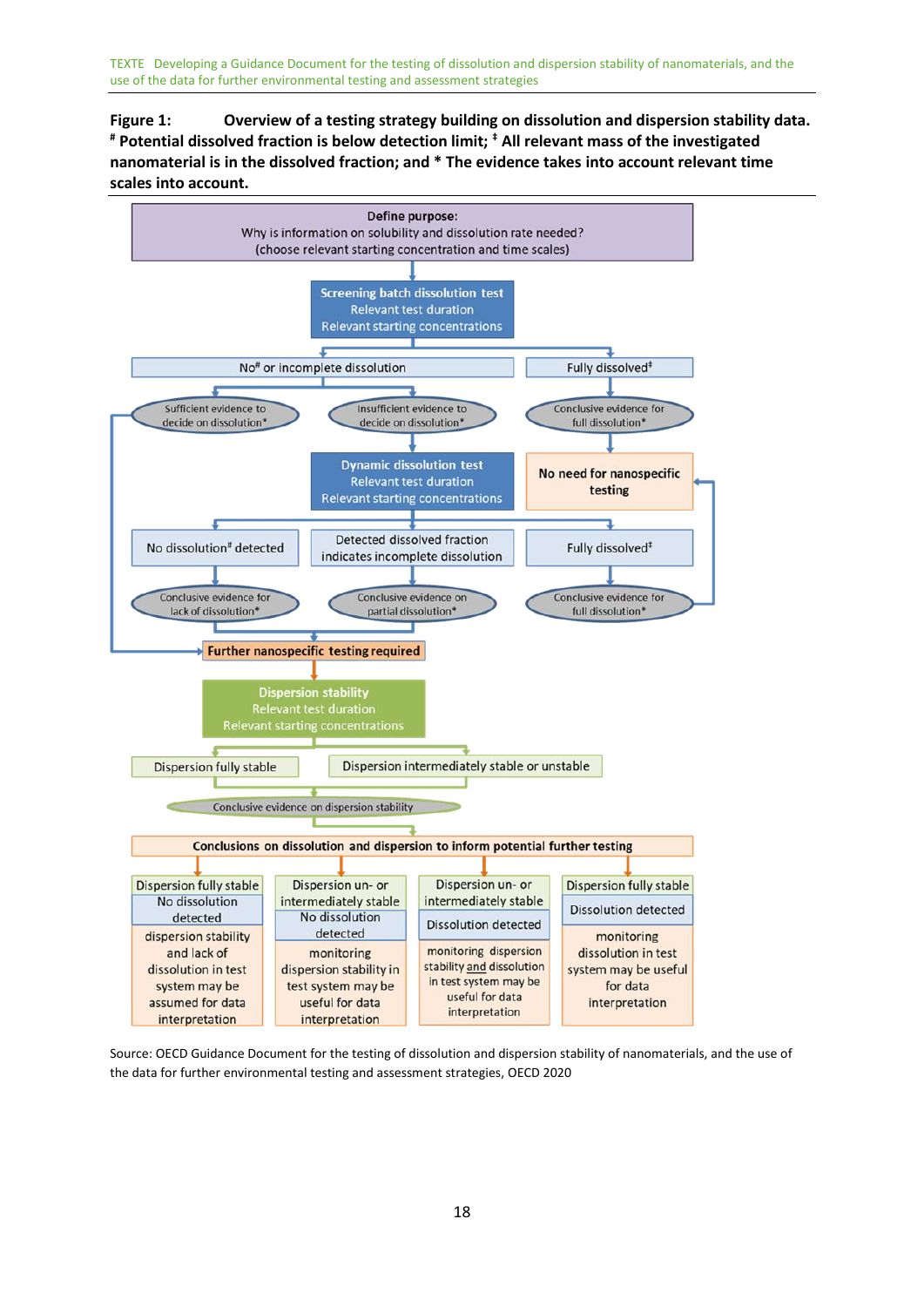**Figure 1: Overview of a testing strategy building on dissolution and dispersion stability data. # Potential dissolved fraction is below detection limit; ‡ All relevant mass of the investigated nanomaterial is in the dissolved fraction; and * The evidence takes into account relevant time scales into account.**

Define purpose:
Why is information on solubility and dissolution rate needed?
(choose relevant starting concentration and time scales)

Screening batch dissolution test
Relevant test duration
Relevant starting concentrations

No# or incomplete dissolution

Fully dissolved‡

Sufficient evidence to decide on dissolution*

Insufficient evidence to decide on dissolution*

Conclusive evidence for full dissolution*

Dynamic dissolution test
Relevant test duration
Relevant starting concentrations

No need for nanospecific testing

No dissolution# detected

Detected dissolved fraction indicates incomplete dissolution

Fully dissolved‡

Conclusive evidence for lack of dissolution*

Conclusive evidence on partial dissolution*

Conclusive evidence for full dissolution*

Further nanospecific testing required

Dispersion stability
Relevant test duration
Relevant starting concentrations

Dispersion fully stable

Dispersion intermediately stable or unstable

Conclusive evidence on dispersion stability

Conclusions on dissolution and dispersion to inform potential further testing

| Dispersion fully stable | Dispersion un- or intermediately stable | Dispersion un- or intermediately stable | Dispersion fully stable |
|---|---|---|---|
| No dissolution detected | No dissolution detected | Dissolution detected | Dissolution detected |
| dispersion stability and lack of dissolution in test system may be assumed for data interpretation | monitoring dispersion stability in test system may be useful for data interpretation | monitoring dispersion stability and dissolution in test system may be useful for data interpretation | monitoring dissolution in test system may be useful for data interpretation |

Source: OECD Guidance Document for the testing of dissolution and dispersion stability of nanomaterials, and the use of the data for further environmental testing and assessment strategies, OECD 2020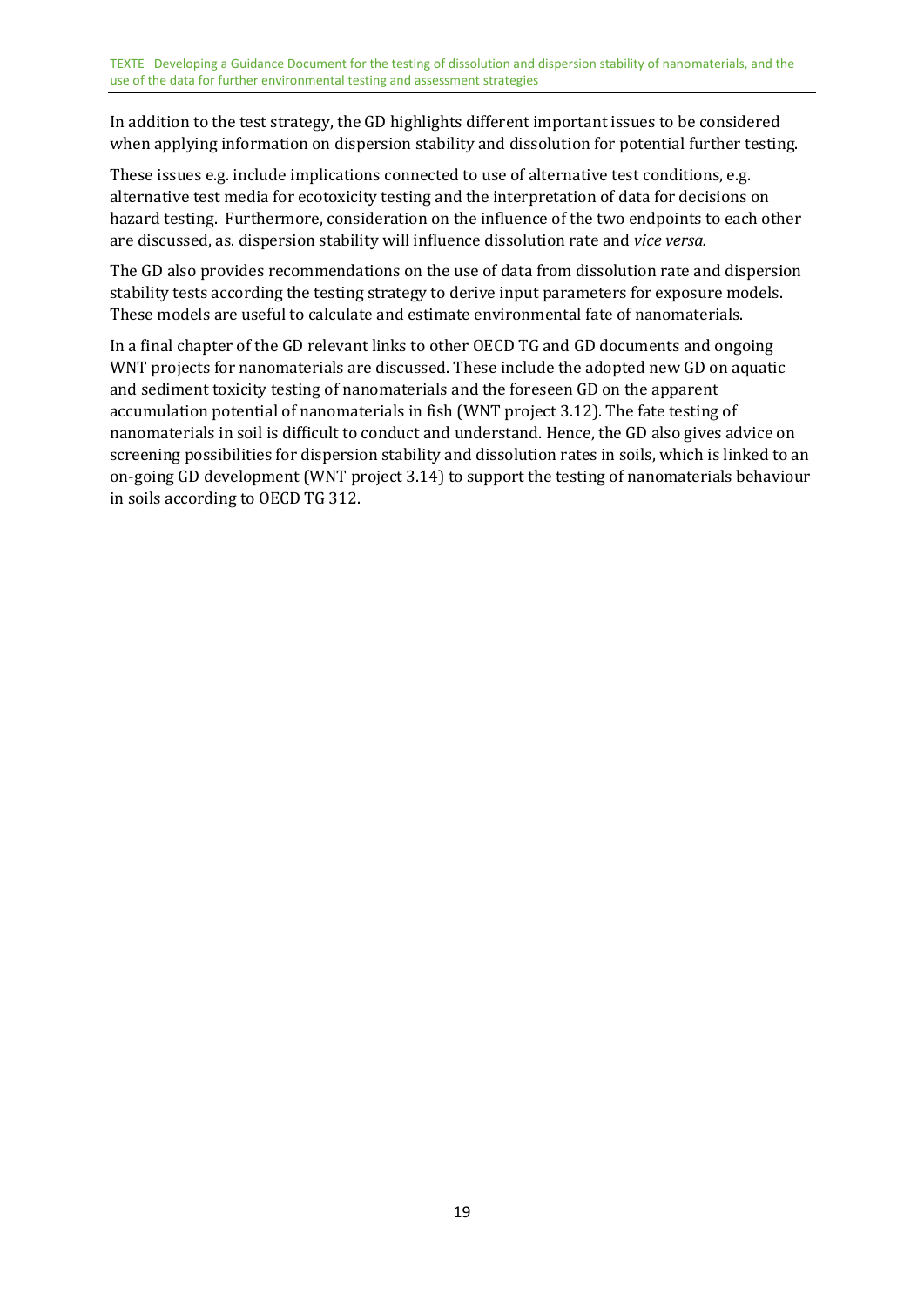In addition to the test strategy, the GD highlights different important issues to be considered when applying information on dispersion stability and dissolution for potential further testing.

These issues e.g. include implications connected to use of alternative test conditions, e.g. alternative test media for ecotoxicity testing and the interpretation of data for decisions on hazard testing. Furthermore, consideration on the influence of the two endpoints to each other are discussed, as. dispersion stability will influence dissolution rate and *vice versa.*

The GD also provides recommendations on the use of data from dissolution rate and dispersion stability tests according the testing strategy to derive input parameters for exposure models. These models are useful to calculate and estimate environmental fate of nanomaterials.

In a final chapter of the GD relevant links to other OECD TG and GD documents and ongoing WNT projects for nanomaterials are discussed. These include the adopted new GD on aquatic and sediment toxicity testing of nanomaterials and the foreseen GD on the apparent accumulation potential of nanomaterials in fish (WNT project 3.12). The fate testing of nanomaterials in soil is difficult to conduct and understand. Hence, the GD also gives advice on screening possibilities for dispersion stability and dissolution rates in soils, which is linked to an on-going GD development (WNT project 3.14) to support the testing of nanomaterials behaviour in soils according to OECD TG 312.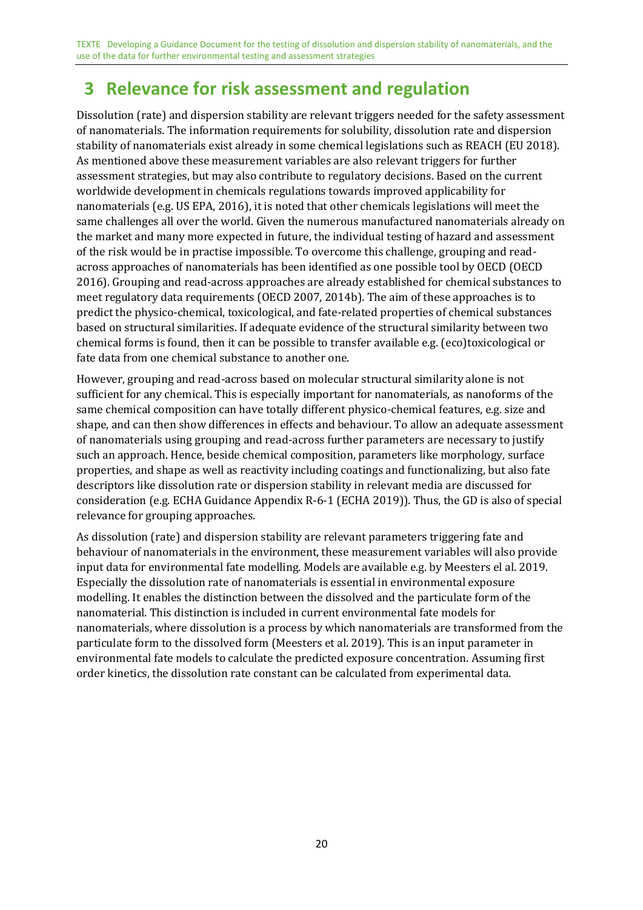# 3 Relevance for risk assessment and regulation

Dissolution (rate) and dispersion stability are relevant triggers needed for the safety assessment of nanomaterials. The information requirements for solubility, dissolution rate and dispersion stability of nanomaterials exist already in some chemical legislations such as REACH (EU 2018). As mentioned above these measurement variables are also relevant triggers for further assessment strategies, but may also contribute to regulatory decisions. Based on the current worldwide development in chemicals regulations towards improved applicability for nanomaterials (e.g. US EPA, 2016), it is noted that other chemicals legislations will meet the same challenges all over the world. Given the numerous manufactured nanomaterials already on the market and many more expected in future, the individual testing of hazard and assessment of the risk would be in practise impossible. To overcome this challenge, grouping and read-across approaches of nanomaterials has been identified as one possible tool by OECD (OECD 2016). Grouping and read-across approaches are already established for chemical substances to meet regulatory data requirements (OECD 2007, 2014b). The aim of these approaches is to predict the physico-chemical, toxicological, and fate-related properties of chemical substances based on structural similarities. If adequate evidence of the structural similarity between two chemical forms is found, then it can be possible to transfer available e.g. (eco)toxicological or fate data from one chemical substance to another one.

However, grouping and read-across based on molecular structural similarity alone is not sufficient for any chemical. This is especially important for nanomaterials, as nanoforms of the same chemical composition can have totally different physico-chemical features, e.g. size and shape, and can then show differences in effects and behaviour. To allow an adequate assessment of nanomaterials using grouping and read-across further parameters are necessary to justify such an approach. Hence, beside chemical composition, parameters like morphology, surface properties, and shape as well as reactivity including coatings and functionalizing, but also fate descriptors like dissolution rate or dispersion stability in relevant media are discussed for consideration (e.g. ECHA Guidance Appendix R-6-1 (ECHA 2019)). Thus, the GD is also of special relevance for grouping approaches.

As dissolution (rate) and dispersion stability are relevant parameters triggering fate and behaviour of nanomaterials in the environment, these measurement variables will also provide input data for environmental fate modelling. Models are available e.g. by Meesters el al. 2019. Especially the dissolution rate of nanomaterials is essential in environmental exposure modelling. It enables the distinction between the dissolved and the particulate form of the nanomaterial. This distinction is included in current environmental fate models for nanomaterials, where dissolution is a process by which nanomaterials are transformed from the particulate form to the dissolved form (Meesters et al. 2019). This is an input parameter in environmental fate models to calculate the predicted exposure concentration. Assuming first order kinetics, the dissolution rate constant can be calculated from experimental data.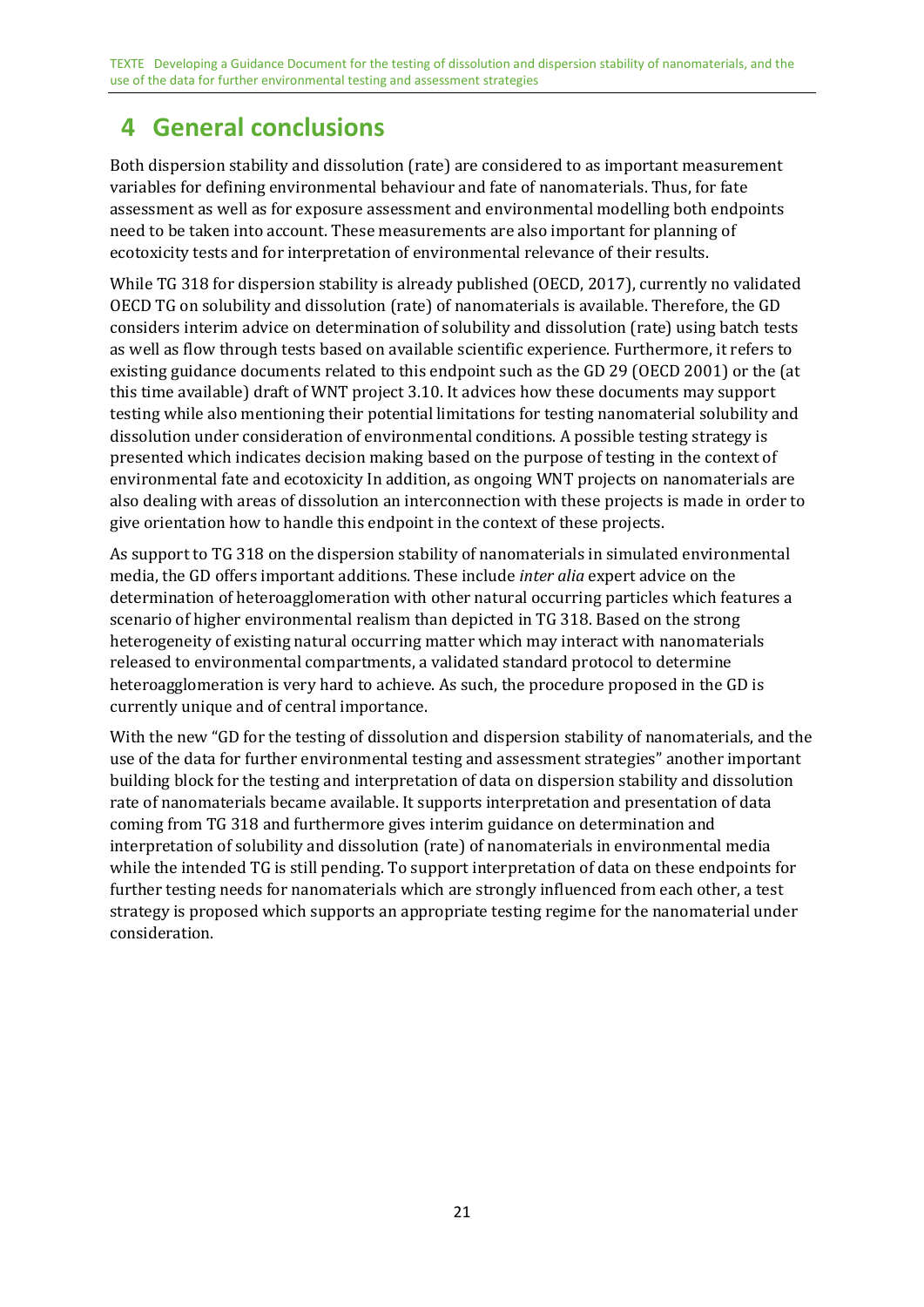# 4 General conclusions

Both dispersion stability and dissolution (rate) are considered to as important measurement variables for defining environmental behaviour and fate of nanomaterials. Thus, for fate assessment as well as for exposure assessment and environmental modelling both endpoints need to be taken into account. These measurements are also important for planning of ecotoxicity tests and for interpretation of environmental relevance of their results.

While TG 318 for dispersion stability is already published (OECD, 2017), currently no validated OECD TG on solubility and dissolution (rate) of nanomaterials is available. Therefore, the GD considers interim advice on determination of solubility and dissolution (rate) using batch tests as well as flow through tests based on available scientific experience. Furthermore, it refers to existing guidance documents related to this endpoint such as the GD 29 (OECD 2001) or the (at this time available) draft of WNT project 3.10. It advices how these documents may support testing while also mentioning their potential limitations for testing nanomaterial solubility and dissolution under consideration of environmental conditions. A possible testing strategy is presented which indicates decision making based on the purpose of testing in the context of environmental fate and ecotoxicity In addition, as ongoing WNT projects on nanomaterials are also dealing with areas of dissolution an interconnection with these projects is made in order to give orientation how to handle this endpoint in the context of these projects.

As support to TG 318 on the dispersion stability of nanomaterials in simulated environmental media, the GD offers important additions. These include *inter alia* expert advice on the determination of heteroagglomeration with other natural occurring particles which features a scenario of higher environmental realism than depicted in TG 318. Based on the strong heterogeneity of existing natural occurring matter which may interact with nanomaterials released to environmental compartments, a validated standard protocol to determine heteroagglomeration is very hard to achieve. As such, the procedure proposed in the GD is currently unique and of central importance.

With the new "GD for the testing of dissolution and dispersion stability of nanomaterials, and the use of the data for further environmental testing and assessment strategies" another important building block for the testing and interpretation of data on dispersion stability and dissolution rate of nanomaterials became available. It supports interpretation and presentation of data coming from TG 318 and furthermore gives interim guidance on determination and interpretation of solubility and dissolution (rate) of nanomaterials in environmental media while the intended TG is still pending. To support interpretation of data on these endpoints for further testing needs for nanomaterials which are strongly influenced from each other, a test strategy is proposed which supports an appropriate testing regime for the nanomaterial under consideration.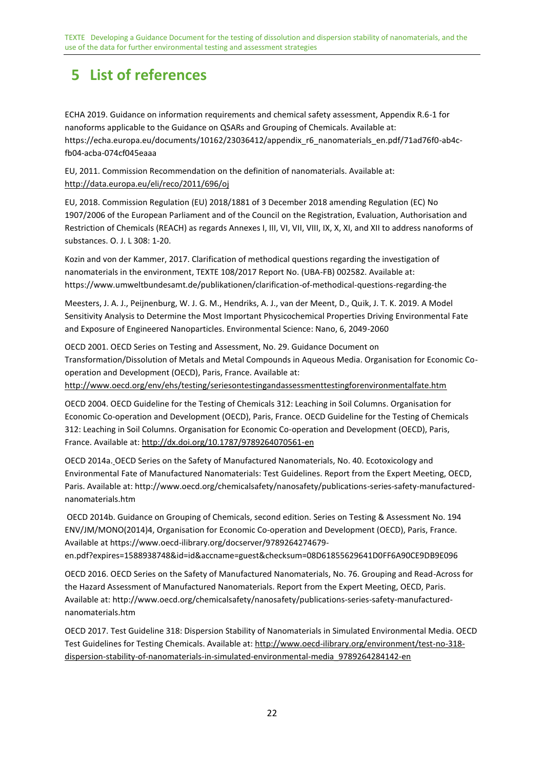# 5 List of references

ECHA 2019. Guidance on information requirements and chemical safety assessment, Appendix R.6-1 for nanoforms applicable to the Guidance on QSARs and Grouping of Chemicals. Available at: https://echa.europa.eu/documents/10162/23036412/appendix_r6_nanomaterials_en.pdf/71ad76f0-ab4c-fb04-acba-074cf045eaaa

EU, 2011. Commission Recommendation on the definition of nanomaterials. Available at: http://data.europa.eu/eli/reco/2011/696/oj

EU, 2018. Commission Regulation (EU) 2018/1881 of 3 December 2018 amending Regulation (EC) No 1907/2006 of the European Parliament and of the Council on the Registration, Evaluation, Authorisation and Restriction of Chemicals (REACH) as regards Annexes I, III, VI, VII, VIII, IX, X, XI, and XII to address nanoforms of substances. O. J. L 308: 1-20.

Kozin and von der Kammer, 2017. Clarification of methodical questions regarding the investigation of nanomaterials in the environment, TEXTE 108/2017 Report No. (UBA-FB) 002582. Available at: https://www.umweltbundesamt.de/publikationen/clarification-of-methodical-questions-regarding-the

Meesters, J. A. J., Peijnenburg, W. J. G. M., Hendriks, A. J., van der Meent, D., Quik, J. T. K. 2019. A Model Sensitivity Analysis to Determine the Most Important Physicochemical Properties Driving Environmental Fate and Exposure of Engineered Nanoparticles. Environmental Science: Nano, 6, 2049-2060

OECD 2001. OECD Series on Testing and Assessment, No. 29. Guidance Document on Transformation/Dissolution of Metals and Metal Compounds in Aqueous Media. Organisation for Economic Co-operation and Development (OECD), Paris, France. Available at: http://www.oecd.org/env/ehs/testing/seriesontestingandassessmenttestingforenvironmentalfate.htm

OECD 2004. OECD Guideline for the Testing of Chemicals 312: Leaching in Soil Columns. Organisation for Economic Co-operation and Development (OECD), Paris, France. OECD Guideline for the Testing of Chemicals 312: Leaching in Soil Columns. Organisation for Economic Co-operation and Development (OECD), Paris, France. Available at: http://dx.doi.org/10.1787/9789264070561-en

OECD 2014a. OECD Series on the Safety of Manufactured Nanomaterials, No. 40. Ecotoxicology and Environmental Fate of Manufactured Nanomaterials: Test Guidelines. Report from the Expert Meeting, OECD, Paris. Available at: http://www.oecd.org/chemicalsafety/nanosafety/publications-series-safety-manufactured-nanomaterials.htm

OECD 2014b. Guidance on Grouping of Chemicals, second edition. Series on Testing & Assessment No. 194 ENV/JM/MONO(2014)4, Organisation for Economic Co-operation and Development (OECD), Paris, France. Available at https://www.oecd-ilibrary.org/docserver/9789264274679-en.pdf?expires=1588938748&id=id&accname=guest&checksum=08D61855629641D0FF6A90CE9DB9E096

OECD 2016. OECD Series on the Safety of Manufactured Nanomaterials, No. 76. Grouping and Read-Across for the Hazard Assessment of Manufactured Nanomaterials. Report from the Expert Meeting, OECD, Paris. Available at: http://www.oecd.org/chemicalsafety/nanosafety/publications-series-safety-manufactured-nanomaterials.htm

OECD 2017. Test Guideline 318: Dispersion Stability of Nanomaterials in Simulated Environmental Media. OECD Test Guidelines for Testing Chemicals. Available at: http://www.oecd-ilibrary.org/environment/test-no-318-dispersion-stability-of-nanomaterials-in-simulated-environmental-media_9789264284142-en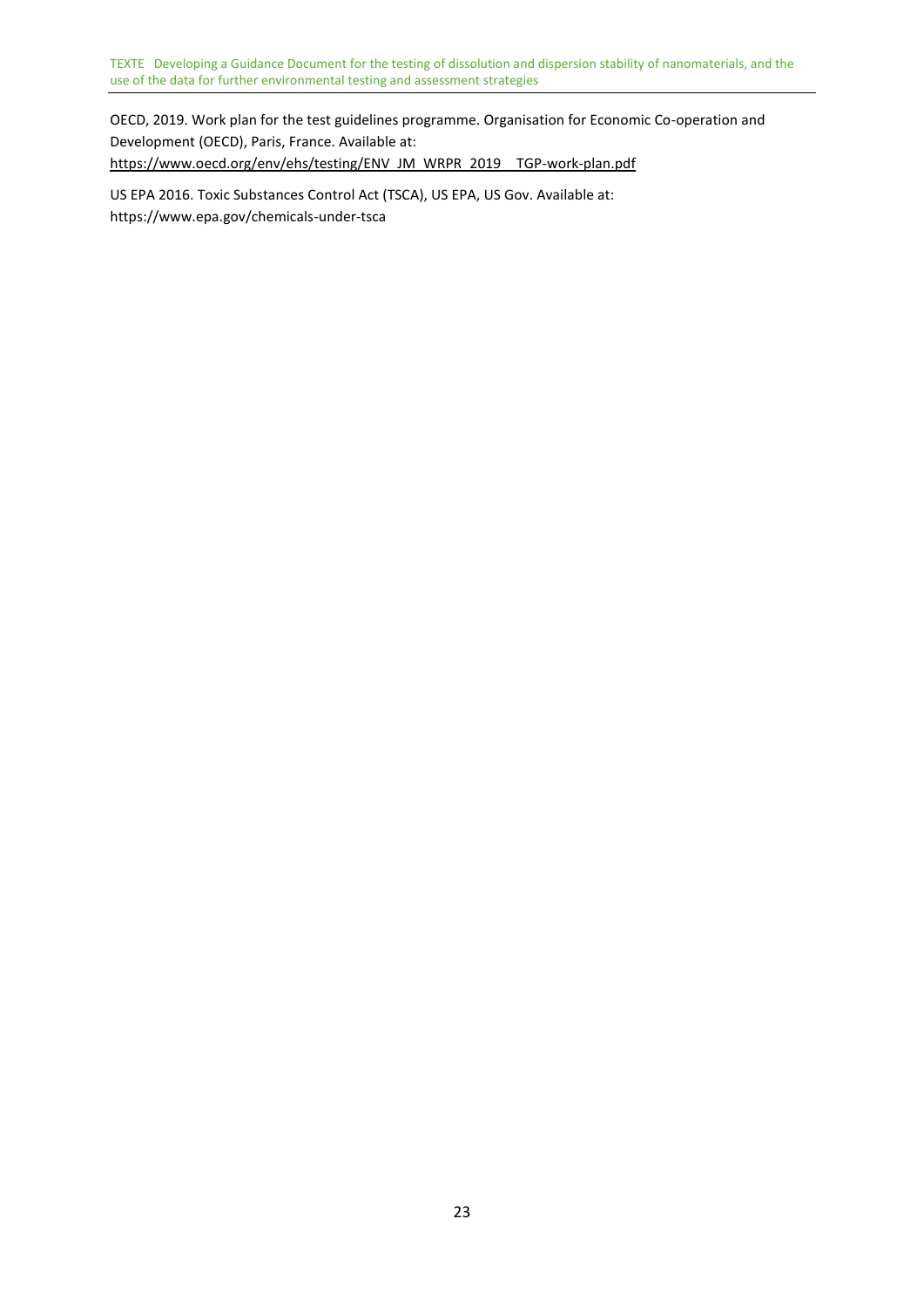OECD, 2019. Work plan for the test guidelines programme. Organisation for Economic Co-operation and Development (OECD), Paris, France. Available at: https://www.oecd.org/env/ehs/testing/ENV_JM_WRPR_2019__TGP-work-plan.pdf

US EPA 2016. Toxic Substances Control Act (TSCA), US EPA, US Gov. Available at: https://www.epa.gov/chemicals-under-tsca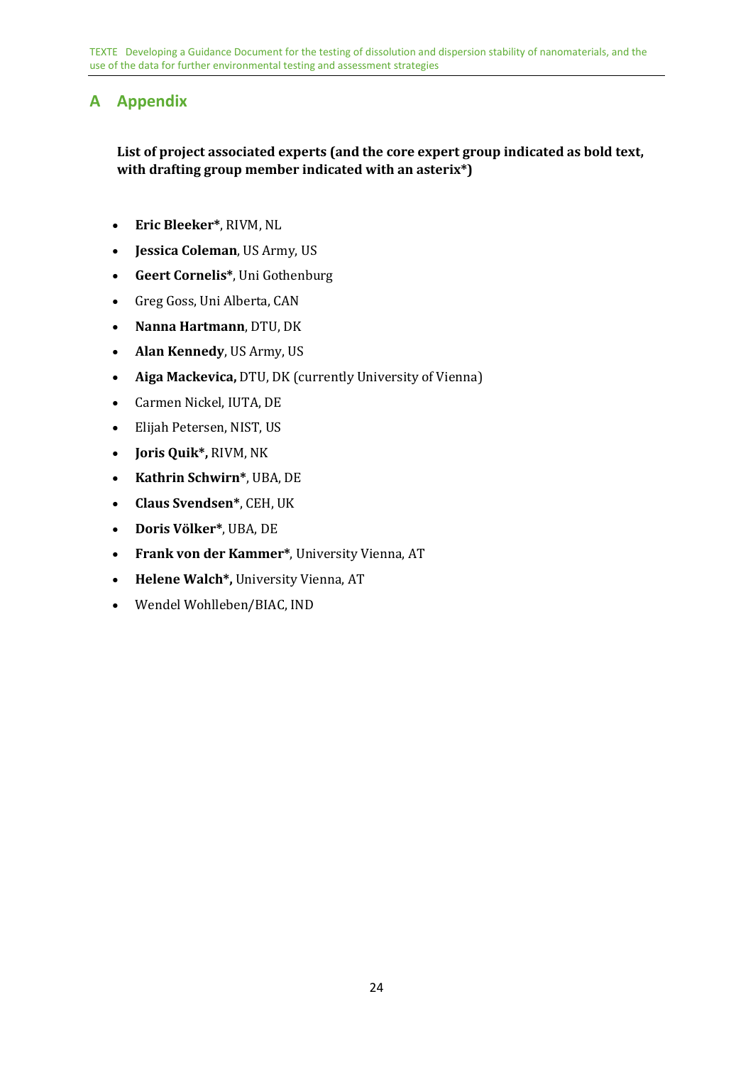# A Appendix

**List of project associated experts (and the core expert group indicated as bold text, with drafting group member indicated with an asterix*)**

- **Eric Bleeker***, RIVM, NL
- **Jessica Coleman**, US Army, US
- **Geert Cornelis***, Uni Gothenburg
- Greg Goss, Uni Alberta, CAN
- **Nanna Hartmann**, DTU, DK
- **Alan Kennedy**, US Army, US
- **Aiga Mackevica,** DTU, DK (currently University of Vienna)
- Carmen Nickel, IUTA, DE
- Elijah Petersen, NIST, US
- **Joris Quik*,** RIVM, NK
- **Kathrin Schwirn***, UBA, DE
- **Claus Svendsen***, CEH, UK
- **Doris Völker***, UBA, DE
- **Frank von der Kammer***, University Vienna, AT
- **Helene Walch*,** University Vienna, AT
- Wendel Wohlleben/BIAC, IND